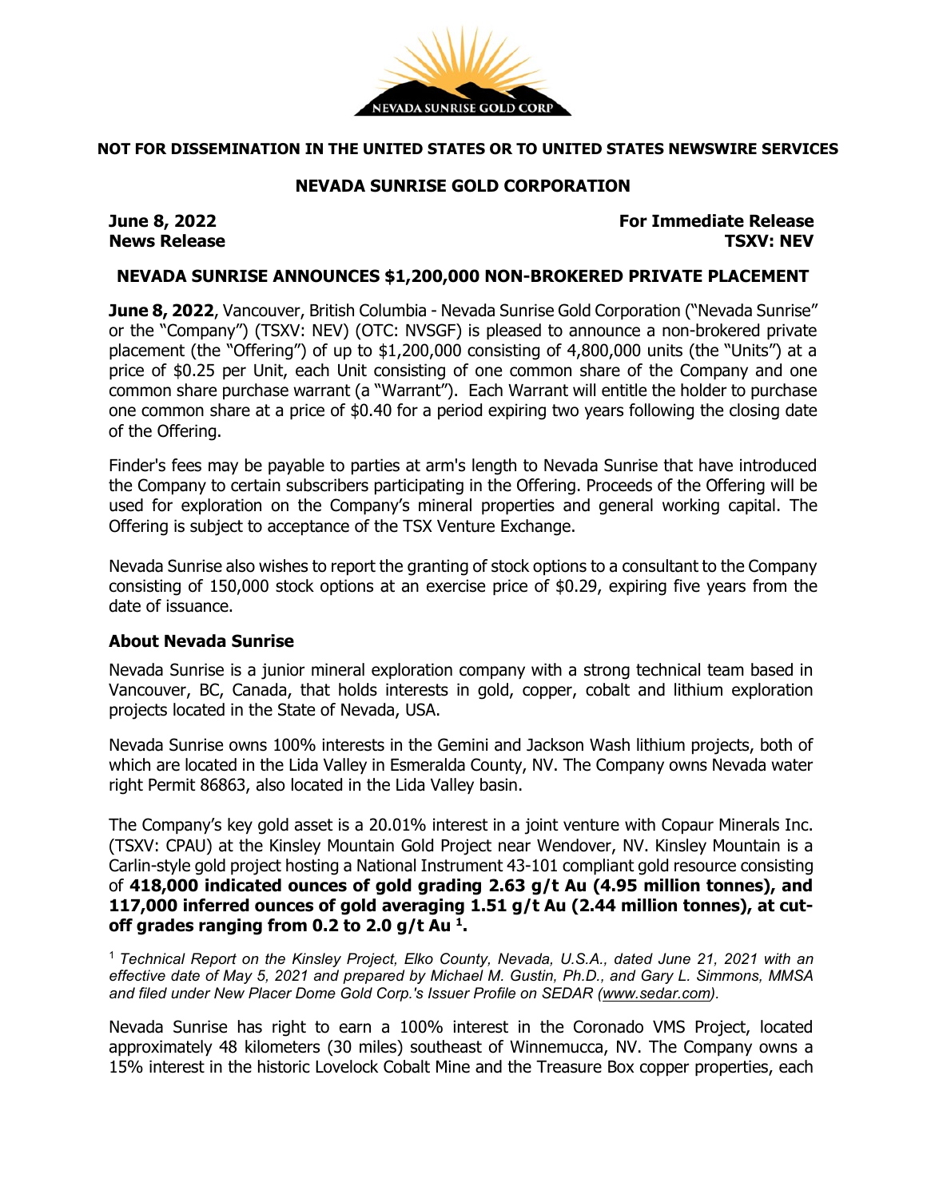**NOT FOR DISSEMINATION IN THE UNITED STATES OR TO UNITED STATES NEWSWIRE SERVICES**

**NEVADA SUNRISE GOLD CORPORATION**

**June 8, 2022** — **For Immediate Release**
**News Release** — **TSXV: NEV**

# NEVADA SUNRISE ANNOUNCES $1,200,000 NON-BROKERED PRIVATE PLACEMENT

**June 8, 2022**, Vancouver, British Columbia - Nevada Sunrise Gold Corporation ("Nevada Sunrise" or the "Company") (TSXV: NEV) (OTC: NVSGF) is pleased to announce a non-brokered private placement (the "Offering") of up to $1,200,000 consisting of 4,800,000 units (the "Units") at a price of $0.25 per Unit, each Unit consisting of one common share of the Company and one common share purchase warrant (a "Warrant"). Each Warrant will entitle the holder to purchase one common share at a price of $0.40 for a period expiring two years following the closing date of the Offering.

Finder's fees may be payable to parties at arm's length to Nevada Sunrise that have introduced the Company to certain subscribers participating in the Offering. Proceeds of the Offering will be used for exploration on the Company's mineral properties and general working capital. The Offering is subject to acceptance of the TSX Venture Exchange.

Nevada Sunrise also wishes to report the granting of stock options to a consultant to the Company consisting of 150,000 stock options at an exercise price of $0.29, expiring five years from the date of issuance.

## About Nevada Sunrise

Nevada Sunrise is a junior mineral exploration company with a strong technical team based in Vancouver, BC, Canada, that holds interests in gold, copper, cobalt and lithium exploration projects located in the State of Nevada, USA.

Nevada Sunrise owns 100% interests in the Gemini and Jackson Wash lithium projects, both of which are located in the Lida Valley in Esmeralda County, NV. The Company owns Nevada water right Permit 86863, also located in the Lida Valley basin.

The Company's key gold asset is a 20.01% interest in a joint venture with Copaur Minerals Inc. (TSXV: CPAU) at the Kinsley Mountain Gold Project near Wendover, NV. Kinsley Mountain is a Carlin-style gold project hosting a National Instrument 43-101 compliant gold resource consisting of **418,000 indicated ounces of gold grading 2.63 g/t Au (4.95 million tonnes), and 117,000 inferred ounces of gold averaging 1.51 g/t Au (2.44 million tonnes), at cut-off grades ranging from 0.2 to 2.0 g/t Au [1].**

[1] *Technical Report on the Kinsley Project, Elko County, Nevada, U.S.A., dated June 21, 2021 with an effective date of May 5, 2021 and prepared by Michael M. Gustin, Ph.D., and Gary L. Simmons, MMSA and filed under New Placer Dome Gold Corp.'s Issuer Profile on SEDAR (www.sedar.com).*

Nevada Sunrise has right to earn a 100% interest in the Coronado VMS Project, located approximately 48 kilometers (30 miles) southeast of Winnemucca, NV. The Company owns a 15% interest in the historic Lovelock Cobalt Mine and the Treasure Box copper properties, each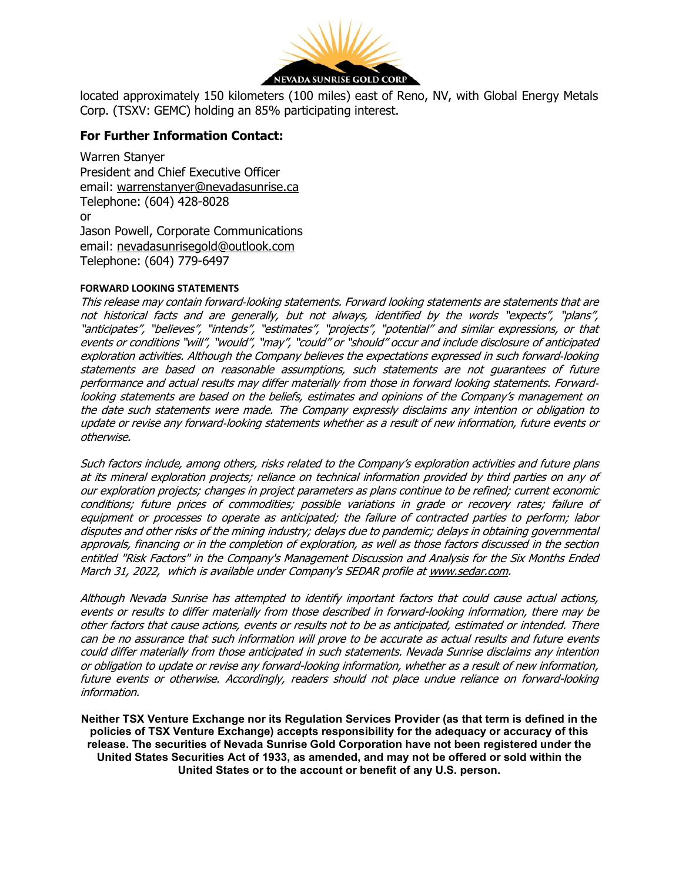located approximately 150 kilometers (100 miles) east of Reno, NV, with Global Energy Metals Corp. (TSXV: GEMC) holding an 85% participating interest.

## For Further Information Contact:

Warren Stanyer
President and Chief Executive Officer
email: warrenstanyer@nevadasunrise.ca
Telephone: (604) 428-8028
or
Jason Powell, Corporate Communications
email: nevadasunrisegold@outlook.com
Telephone: (604) 779-6497

**FORWARD LOOKING STATEMENTS**

*This release may contain forward-looking statements. Forward looking statements are statements that are not historical facts and are generally, but not always, identified by the words "expects", "plans", "anticipates", "believes", "intends", "estimates", "projects", "potential" and similar expressions, or that events or conditions "will", "would", "may", "could" or "should" occur and include disclosure of anticipated exploration activities. Although the Company believes the expectations expressed in such forward-looking statements are based on reasonable assumptions, such statements are not guarantees of future performance and actual results may differ materially from those in forward looking statements. Forward-looking statements are based on the beliefs, estimates and opinions of the Company's management on the date such statements were made. The Company expressly disclaims any intention or obligation to update or revise any forward-looking statements whether as a result of new information, future events or otherwise.*

*Such factors include, among others, risks related to the Company's exploration activities and future plans at its mineral exploration projects; reliance on technical information provided by third parties on any of our exploration projects; changes in project parameters as plans continue to be refined; current economic conditions; future prices of commodities; possible variations in grade or recovery rates; failure of equipment or processes to operate as anticipated; the failure of contracted parties to perform; labor disputes and other risks of the mining industry; delays due to pandemic; delays in obtaining governmental approvals, financing or in the completion of exploration, as well as those factors discussed in the section entitled "Risk Factors" in the Company's Management Discussion and Analysis for the Six Months Ended March 31, 2022, which is available under Company's SEDAR profile at www.sedar.com.*

*Although Nevada Sunrise has attempted to identify important factors that could cause actual actions, events or results to differ materially from those described in forward-looking information, there may be other factors that cause actions, events or results not to be as anticipated, estimated or intended. There can be no assurance that such information will prove to be accurate as actual results and future events could differ materially from those anticipated in such statements. Nevada Sunrise disclaims any intention or obligation to update or revise any forward-looking information, whether as a result of new information, future events or otherwise. Accordingly, readers should not place undue reliance on forward-looking information.*

**Neither TSX Venture Exchange nor its Regulation Services Provider (as that term is defined in the policies of TSX Venture Exchange) accepts responsibility for the adequacy or accuracy of this release. The securities of Nevada Sunrise Gold Corporation have not been registered under the United States Securities Act of 1933, as amended, and may not be offered or sold within the United States or to the account or benefit of any U.S. person.**